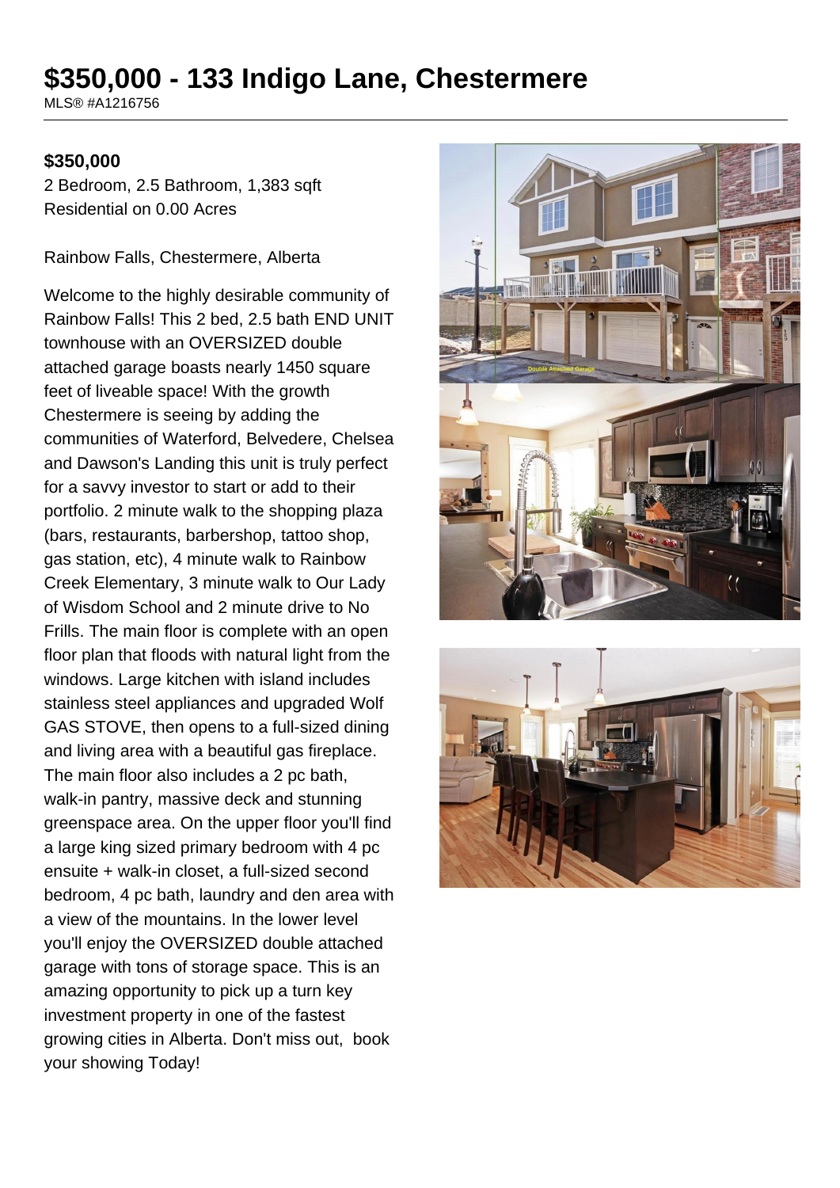# $350,000 - 133 Indigo Lane, Chestermere

MLS® #A1216756

**$350,000**

2 Bedroom, 2.5 Bathroom, 1,383 sqft
Residential on 0.00 Acres

Rainbow Falls, Chestermere, Alberta

Welcome to the highly desirable community of Rainbow Falls! This 2 bed, 2.5 bath END UNIT townhouse with an OVERSIZED double attached garage boasts nearly 1450 square feet of liveable space! With the growth Chestermere is seeing by adding the communities of Waterford, Belvedere, Chelsea and Dawson's Landing this unit is truly perfect for a savvy investor to start or add to their portfolio. 2 minute walk to the shopping plaza (bars, restaurants, barbershop, tattoo shop, gas station, etc), 4 minute walk to Rainbow Creek Elementary, 3 minute walk to Our Lady of Wisdom School and 2 minute drive to No Frills. The main floor is complete with an open floor plan that floods with natural light from the windows. Large kitchen with island includes stainless steel appliances and upgraded Wolf GAS STOVE, then opens to a full-sized dining and living area with a beautiful gas fireplace. The main floor also includes a 2 pc bath, walk-in pantry, massive deck and stunning greenspace area. On the upper floor you'll find a large king sized primary bedroom with 4 pc ensuite + walk-in closet, a full-sized second bedroom, 4 pc bath, laundry and den area with a view of the mountains. In the lower level you'll enjoy the OVERSIZED double attached garage with tons of storage space. This is an amazing opportunity to pick up a turn key investment property in one of the fastest growing cities in Alberta. Don't miss out, book your showing Today!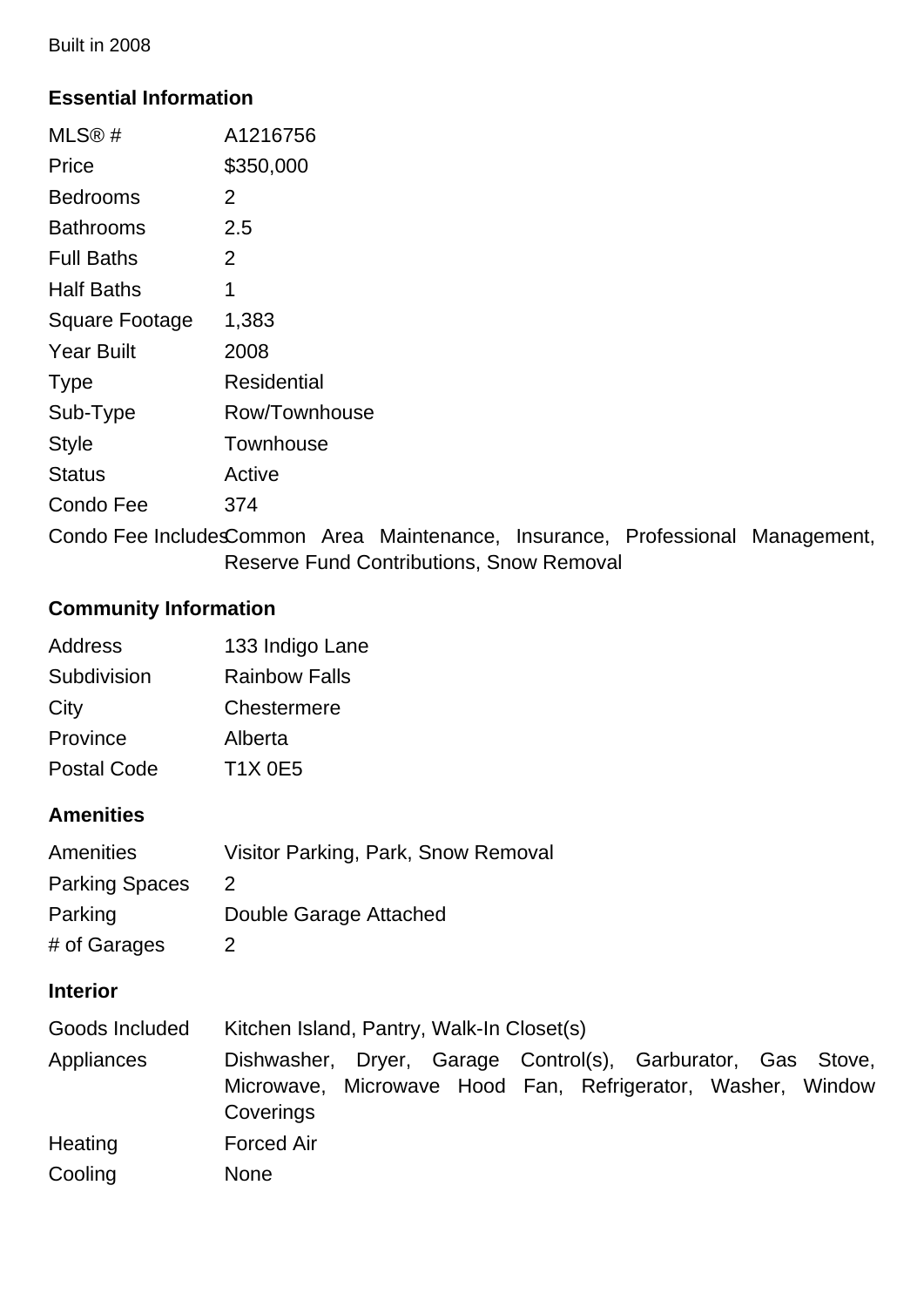Built in 2008

## Essential Information

| | |
|---|---|
| MLS® # | A1216756 |
| Price | $350,000 |
| Bedrooms | 2 |
| Bathrooms | 2.5 |
| Full Baths | 2 |
| Half Baths | 1 |
| Square Footage | 1,383 |
| Year Built | 2008 |
| Type | Residential |
| Sub-Type | Row/Townhouse |
| Style | Townhouse |
| Status | Active |
| Condo Fee | 374 |
| Condo Fee Includes | Common Area Maintenance, Insurance, Professional Management, Reserve Fund Contributions, Snow Removal |

## Community Information

| | |
|---|---|
| Address | 133 Indigo Lane |
| Subdivision | Rainbow Falls |
| City | Chestermere |
| Province | Alberta |
| Postal Code | T1X 0E5 |

## Amenities

| | |
|---|---|
| Amenities | Visitor Parking, Park, Snow Removal |
| Parking Spaces | 2 |
| Parking | Double Garage Attached |
| # of Garages | 2 |

## Interior

| | |
|---|---|
| Goods Included | Kitchen Island, Pantry, Walk-In Closet(s) |
| Appliances | Dishwasher, Dryer, Garage Control(s), Garburator, Gas Stove, Microwave, Microwave Hood Fan, Refrigerator, Washer, Window Coverings |
| Heating | Forced Air |
| Cooling | None |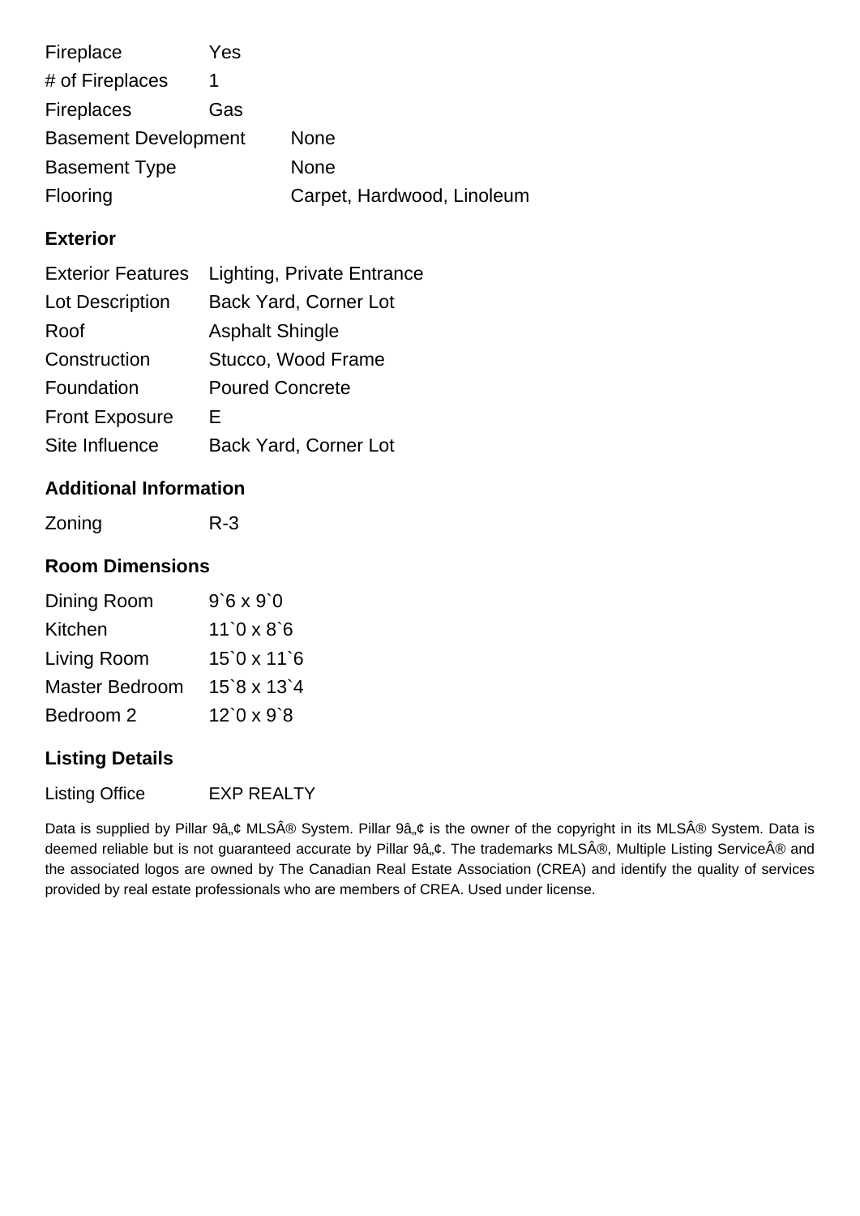| | |
|---|---|
| Fireplace | Yes |
| # of Fireplaces | 1 |
| Fireplaces | Gas |
| Basement Development | None |
| Basement Type | None |
| Flooring | Carpet, Hardwood, Linoleum |

### Exterior

| | |
|---|---|
| Exterior Features | Lighting, Private Entrance |
| Lot Description | Back Yard, Corner Lot |
| Roof | Asphalt Shingle |
| Construction | Stucco, Wood Frame |
| Foundation | Poured Concrete |
| Front Exposure | E |
| Site Influence | Back Yard, Corner Lot |

### Additional Information

| | |
|---|---|
| Zoning | R-3 |

### Room Dimensions

| | |
|---|---|
| Dining Room | 9`6 x 9`0 |
| Kitchen | 11`0 x 8`6 |
| Living Room | 15`0 x 11`6 |
| Master Bedroom | 15`8 x 13`4 |
| Bedroom 2 | 12`0 x 9`8 |

### Listing Details

| | |
|---|---|
| Listing Office | EXP REALTY |

Data is supplied by Pillar 9â„¢ MLSÂ® System. Pillar 9â„¢ is the owner of the copyright in its MLSÂ® System. Data is deemed reliable but is not guaranteed accurate by Pillar 9â„¢. The trademarks MLSÂ®, Multiple Listing ServiceÂ® and the associated logos are owned by The Canadian Real Estate Association (CREA) and identify the quality of services provided by real estate professionals who are members of CREA. Used under license.